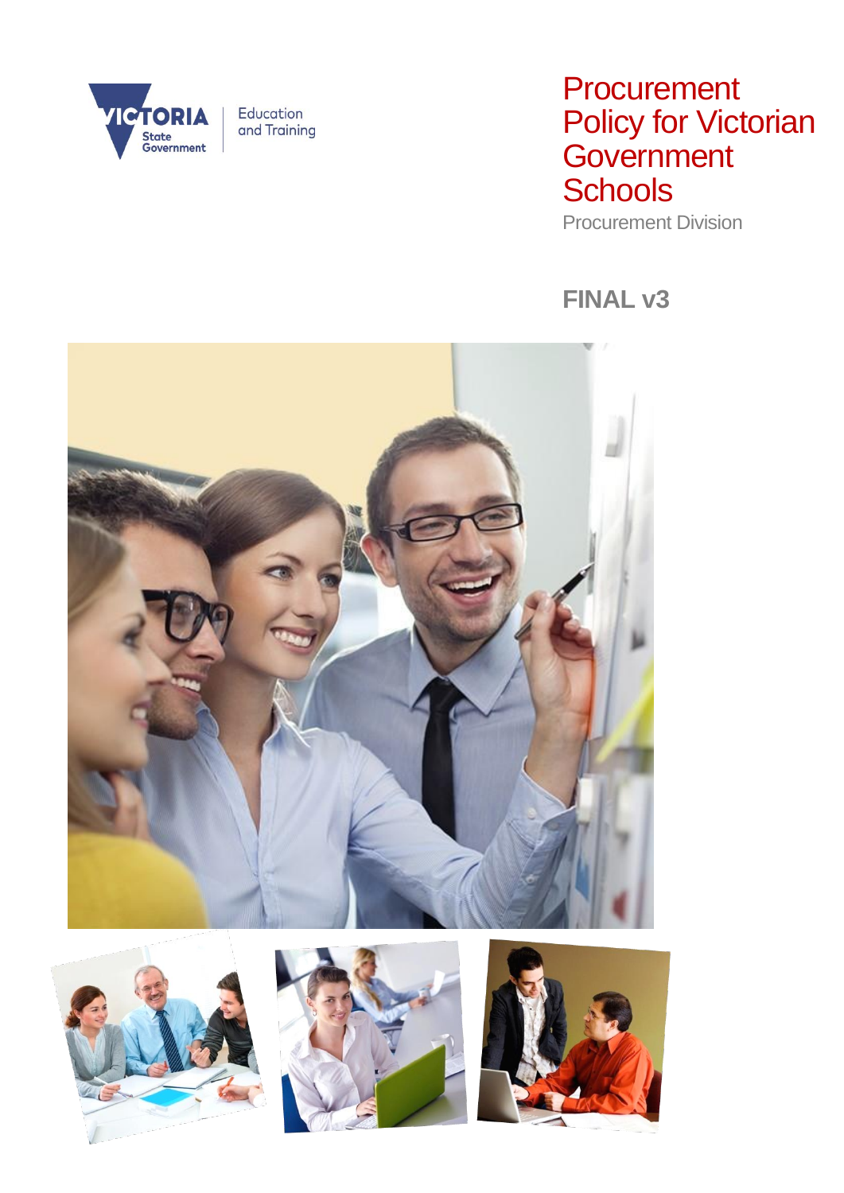# Procurement Policy for Victorian Government Schools

Procurement Division

**FINAL v3**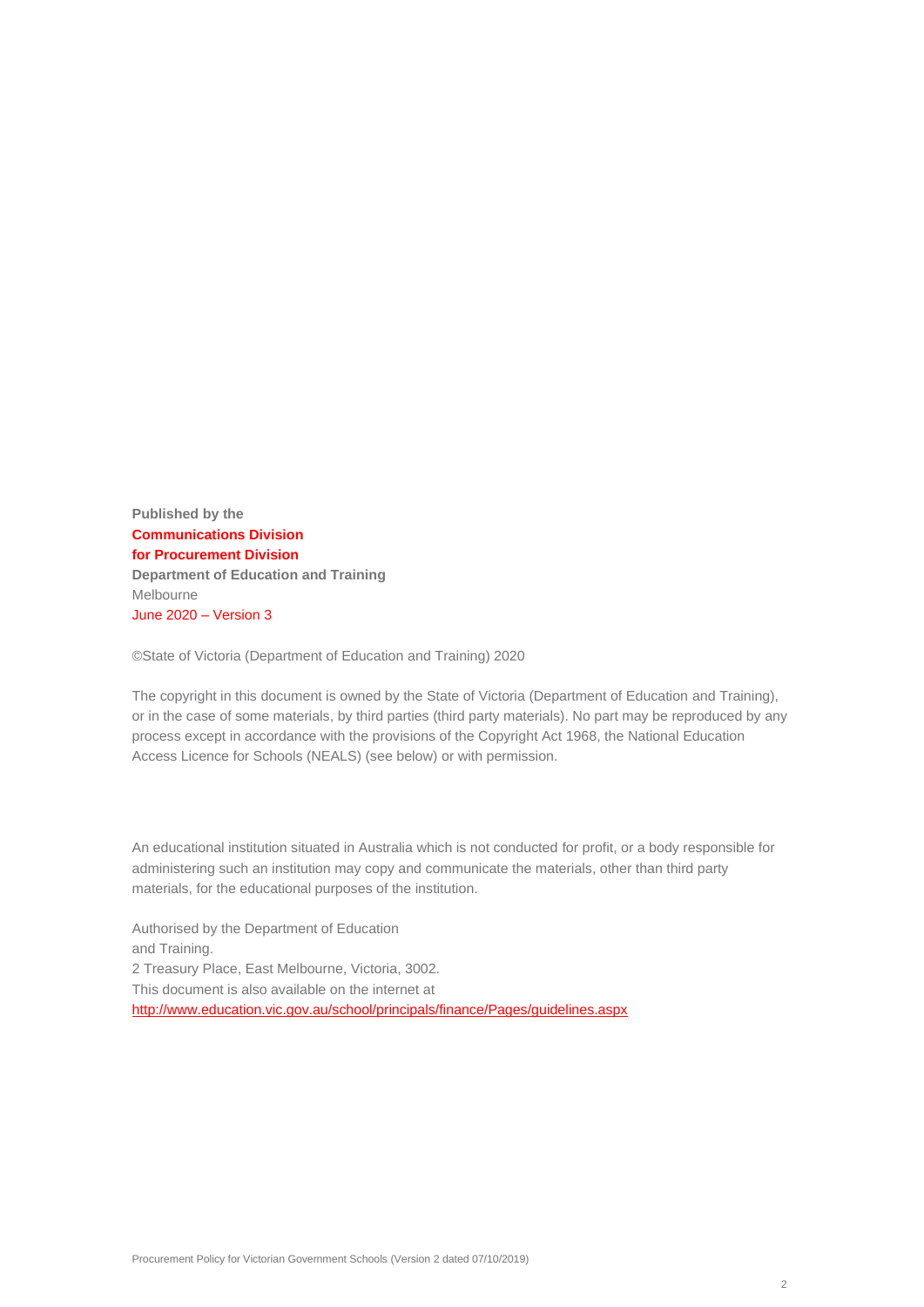**Published by the**
**Communications Division**
**for Procurement Division**
**Department of Education and Training**
Melbourne
June 2020 – Version 3

©State of Victoria (Department of Education and Training) 2020

The copyright in this document is owned by the State of Victoria (Department of Education and Training), or in the case of some materials, by third parties (third party materials). No part may be reproduced by any process except in accordance with the provisions of the Copyright Act 1968, the National Education Access Licence for Schools (NEALS) (see below) or with permission.

An educational institution situated in Australia which is not conducted for profit, or a body responsible for administering such an institution may copy and communicate the materials, other than third party materials, for the educational purposes of the institution.

Authorised by the Department of Education and Training.
2 Treasury Place, East Melbourne, Victoria, 3002.
This document is also available on the internet at
http://www.education.vic.gov.au/school/principals/finance/Pages/guidelines.aspx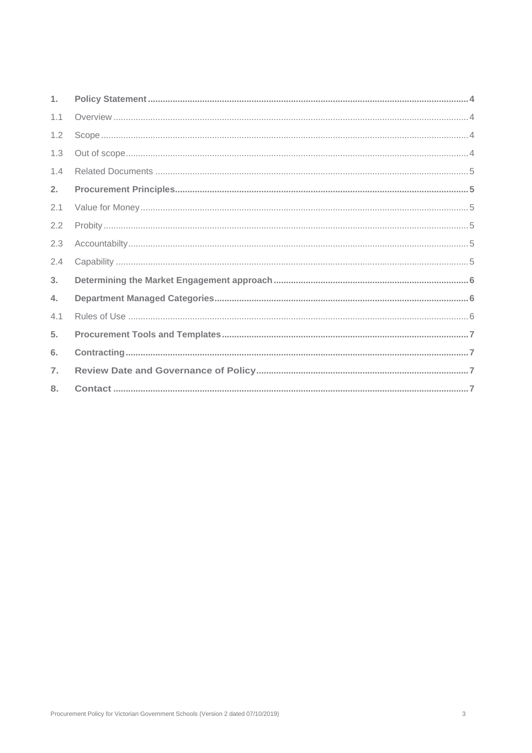1. **Policy Statement** .......... 4
   - 1.1 Overview .......... 4
   - 1.2 Scope .......... 4
   - 1.3 Out of scope .......... 4
   - 1.4 Related Documents .......... 5
2. **Procurement Principles** .......... 5
   - 2.1 Value for Money .......... 5
   - 2.2 Probity .......... 5
   - 2.3 Accountabilty .......... 5
   - 2.4 Capability .......... 5
3. **Determining the Market Engagement approach** .......... 6
4. **Department Managed Categories** .......... 6
   - 4.1 Rules of Use .......... 6
5. **Procurement Tools and Templates** .......... 7
6. **Contracting** .......... 7
7. **Review Date and Governance of Policy** .......... 7
8. **Contact** .......... 7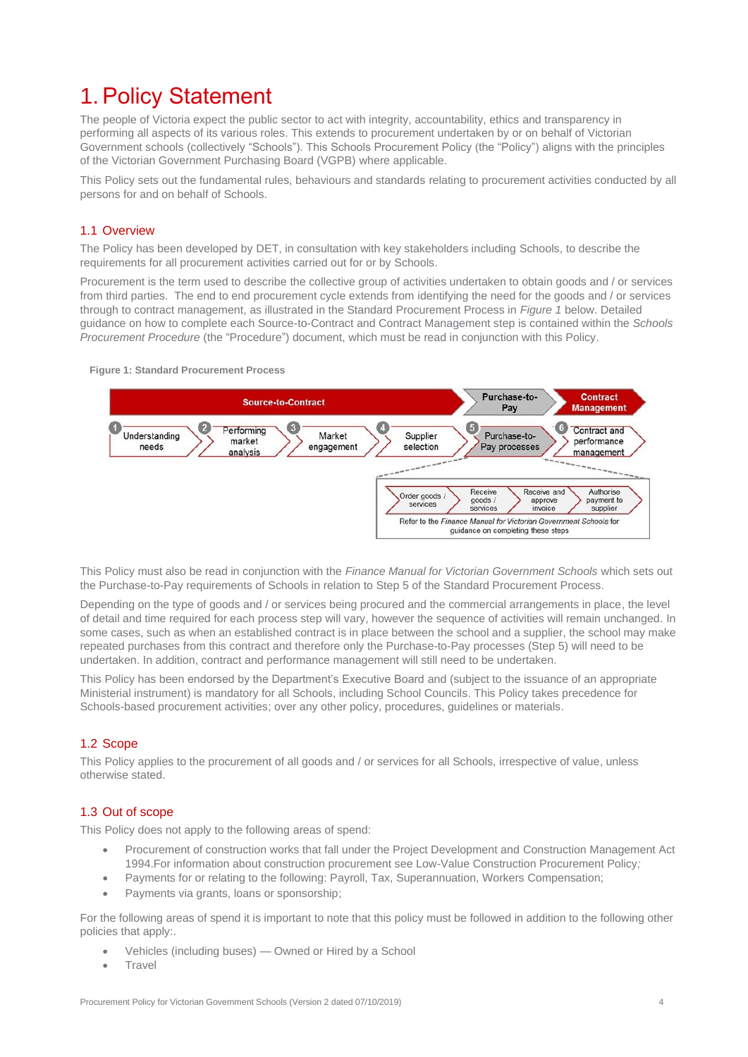# 1. Policy Statement

The people of Victoria expect the public sector to act with integrity, accountability, ethics and transparency in performing all aspects of its various roles. This extends to procurement undertaken by or on behalf of Victorian Government schools (collectively "Schools"). This Schools Procurement Policy (the "Policy") aligns with the principles of the Victorian Government Purchasing Board (VGPB) where applicable.

This Policy sets out the fundamental rules, behaviours and standards relating to procurement activities conducted by all persons for and on behalf of Schools.

## 1.1 Overview

The Policy has been developed by DET, in consultation with key stakeholders including Schools, to describe the requirements for all procurement activities carried out for or by Schools.

Procurement is the term used to describe the collective group of activities undertaken to obtain goods and / or services from third parties. The end to end procurement cycle extends from identifying the need for the goods and / or services through to contract management, as illustrated in the Standard Procurement Process in *Figure 1* below. Detailed guidance on how to complete each Source-to-Contract and Contract Management step is contained within the *Schools Procurement Procedure* (the "Procedure") document, which must be read in conjunction with this Policy.

**Figure 1: Standard Procurement Process**

Source-to-Contract | Purchase-to-Pay | Contract Management

1. Understanding needs
2. Performing market analysis
3. Market engagement
4. Supplier selection
5. Purchase-to-Pay processes
6. Contract and performance management

Order goods / services → Receive goods / services → Receive and approve invoice → Authorise payment to supplier

Refer to the *Finance Manual for Victorian Government Schools* for guidance on completing these steps

This Policy must also be read in conjunction with the *Finance Manual for Victorian Government Schools* which sets out the Purchase-to-Pay requirements of Schools in relation to Step 5 of the Standard Procurement Process.

Depending on the type of goods and / or services being procured and the commercial arrangements in place, the level of detail and time required for each process step will vary, however the sequence of activities will remain unchanged. In some cases, such as when an established contract is in place between the school and a supplier, the school may make repeated purchases from this contract and therefore only the Purchase-to-Pay processes (Step 5) will need to be undertaken. In addition, contract and performance management will still need to be undertaken.

This Policy has been endorsed by the Department's Executive Board and (subject to the issuance of an appropriate Ministerial instrument) is mandatory for all Schools, including School Councils. This Policy takes precedence for Schools-based procurement activities; over any other policy, procedures, guidelines or materials.

## 1.2 Scope

This Policy applies to the procurement of all goods and / or services for all Schools, irrespective of value, unless otherwise stated.

## 1.3 Out of scope

This Policy does not apply to the following areas of spend:

- Procurement of construction works that fall under the Project Development and Construction Management Act 1994.For information about construction procurement see Low-Value Construction Procurement Policy*;*
- Payments for or relating to the following: Payroll, Tax, Superannuation, Workers Compensation;
- Payments via grants, loans or sponsorship;

For the following areas of spend it is important to note that this policy must be followed in addition to the following other policies that apply:.

- Vehicles (including buses) — Owned or Hired by a School
- Travel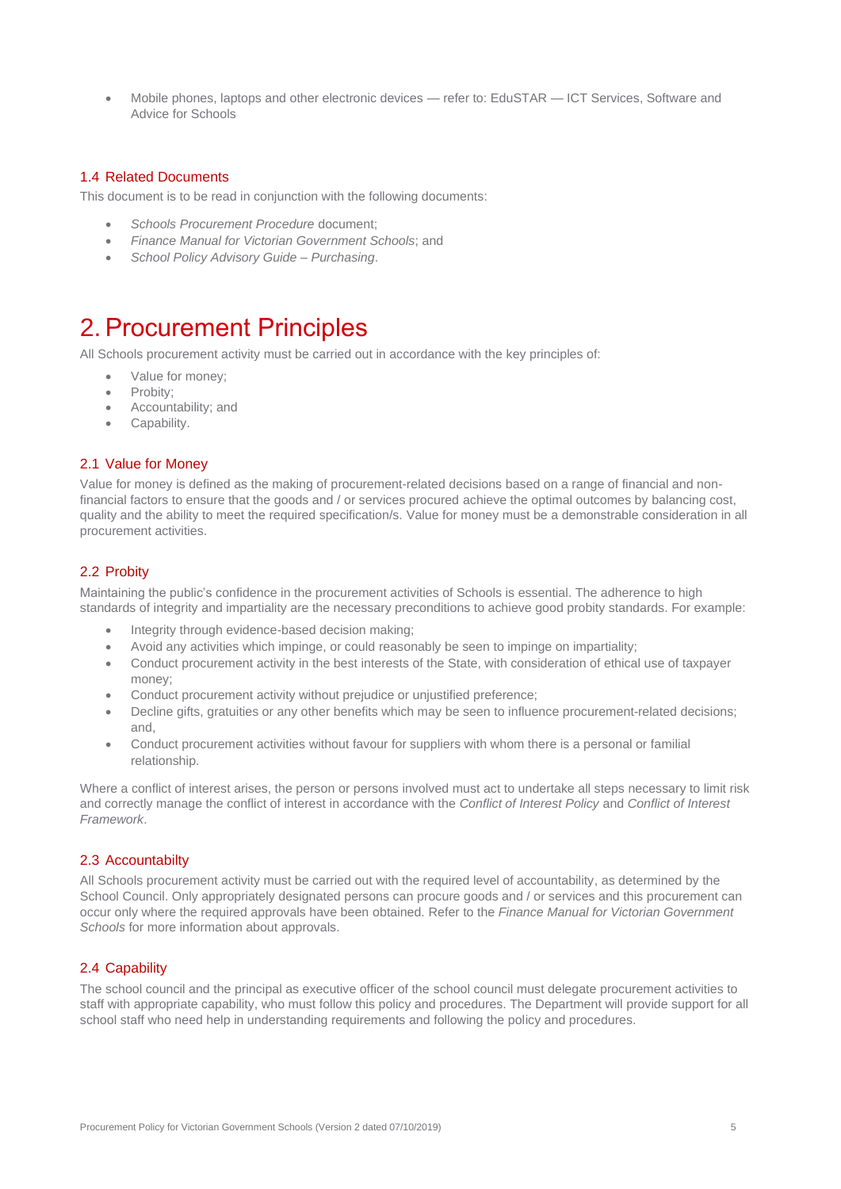- Mobile phones, laptops and other electronic devices — refer to: EduSTAR — ICT Services, Software and Advice for Schools

### 1.4 Related Documents

This document is to be read in conjunction with the following documents:

- *Schools Procurement Procedure* document;
- *Finance Manual for Victorian Government Schools*; and
- *School Policy Advisory Guide – Purchasing*.

# 2. Procurement Principles

All Schools procurement activity must be carried out in accordance with the key principles of:

- Value for money;
- Probity;
- Accountability; and
- Capability.

### 2.1 Value for Money

Value for money is defined as the making of procurement-related decisions based on a range of financial and non-financial factors to ensure that the goods and / or services procured achieve the optimal outcomes by balancing cost, quality and the ability to meet the required specification/s. Value for money must be a demonstrable consideration in all procurement activities.

### 2.2 Probity

Maintaining the public's confidence in the procurement activities of Schools is essential. The adherence to high standards of integrity and impartiality are the necessary preconditions to achieve good probity standards. For example:

- Integrity through evidence-based decision making;
- Avoid any activities which impinge, or could reasonably be seen to impinge on impartiality;
- Conduct procurement activity in the best interests of the State, with consideration of ethical use of taxpayer money;
- Conduct procurement activity without prejudice or unjustified preference;
- Decline gifts, gratuities or any other benefits which may be seen to influence procurement-related decisions; and,
- Conduct procurement activities without favour for suppliers with whom there is a personal or familial relationship.

Where a conflict of interest arises, the person or persons involved must act to undertake all steps necessary to limit risk and correctly manage the conflict of interest in accordance with the *Conflict of Interest Policy* and *Conflict of Interest Framework*.

### 2.3 Accountabilty

All Schools procurement activity must be carried out with the required level of accountability, as determined by the School Council. Only appropriately designated persons can procure goods and / or services and this procurement can occur only where the required approvals have been obtained. Refer to the *Finance Manual for Victorian Government Schools* for more information about approvals.

### 2.4 Capability

The school council and the principal as executive officer of the school council must delegate procurement activities to staff with appropriate capability, who must follow this policy and procedures. The Department will provide support for all school staff who need help in understanding requirements and following the policy and procedures.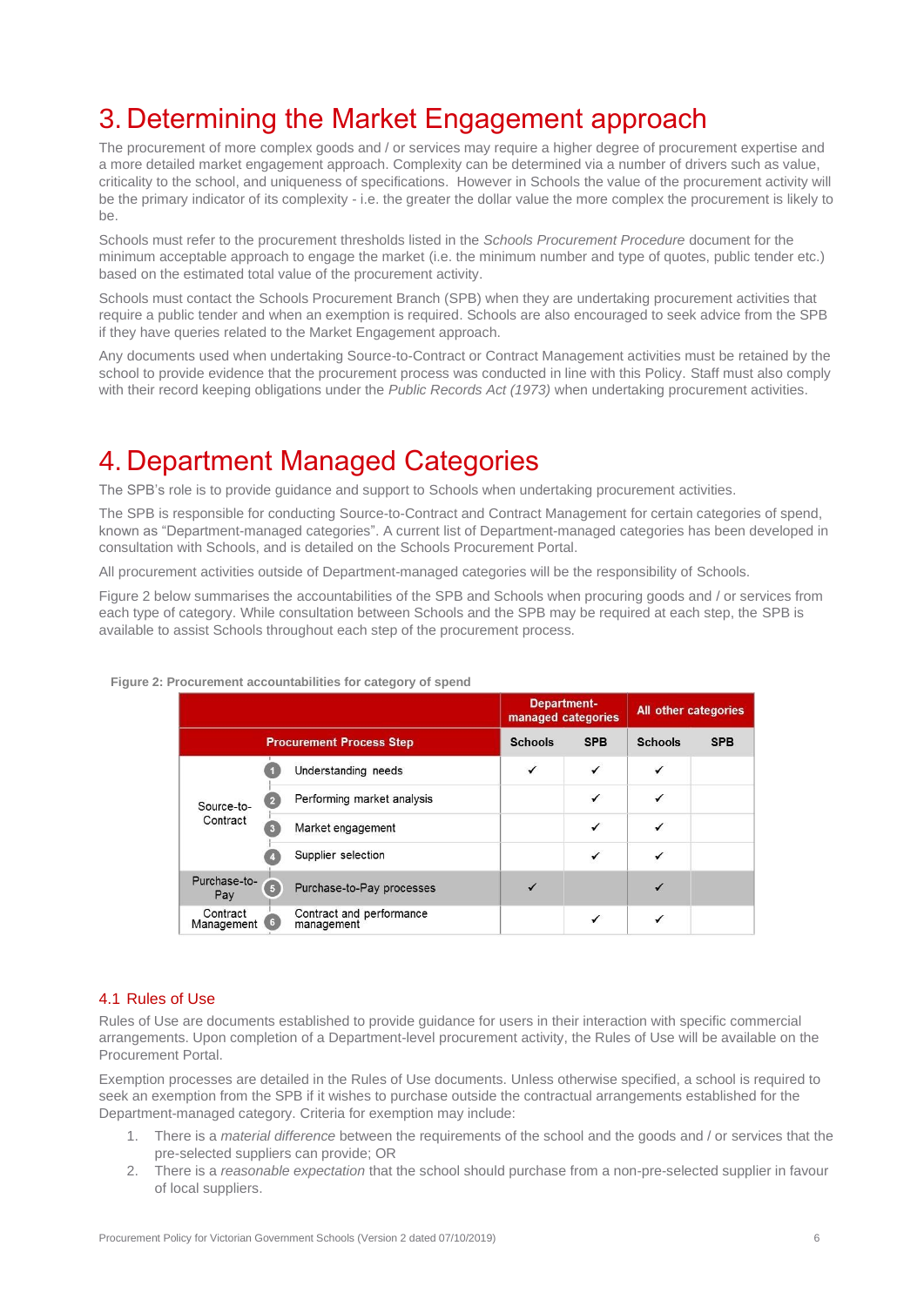# 3. Determining the Market Engagement approach

The procurement of more complex goods and / or services may require a higher degree of procurement expertise and a more detailed market engagement approach. Complexity can be determined via a number of drivers such as value, criticality to the school, and uniqueness of specifications. However in Schools the value of the procurement activity will be the primary indicator of its complexity - i.e. the greater the dollar value the more complex the procurement is likely to be.

Schools must refer to the procurement thresholds listed in the *Schools Procurement Procedure* document for the minimum acceptable approach to engage the market (i.e. the minimum number and type of quotes, public tender etc.) based on the estimated total value of the procurement activity.

Schools must contact the Schools Procurement Branch (SPB) when they are undertaking procurement activities that require a public tender and when an exemption is required. Schools are also encouraged to seek advice from the SPB if they have queries related to the Market Engagement approach.

Any documents used when undertaking Source-to-Contract or Contract Management activities must be retained by the school to provide evidence that the procurement process was conducted in line with this Policy. Staff must also comply with their record keeping obligations under the *Public Records Act (1973)* when undertaking procurement activities.

# 4. Department Managed Categories

The SPB's role is to provide guidance and support to Schools when undertaking procurement activities.

The SPB is responsible for conducting Source-to-Contract and Contract Management for certain categories of spend, known as "Department-managed categories". A current list of Department-managed categories has been developed in consultation with Schools, and is detailed on the Schools Procurement Portal.

All procurement activities outside of Department-managed categories will be the responsibility of Schools.

Figure 2 below summarises the accountabilities of the SPB and Schools when procuring goods and / or services from each type of category. While consultation between Schools and the SPB may be required at each step, the SPB is available to assist Schools throughout each step of the procurement process.

**Figure 2: Procurement accountabilities for category of spend**

| | | Department-managed categories | | All other categories | |
|---|---|---|---|---|---|
| Procurement Process Step | | Schools | SPB | Schools | SPB |
| Source-to-Contract | 1 Understanding needs | ✓ | ✓ | ✓ | |
| | 2 Performing market analysis | | ✓ | ✓ | |
| | 3 Market engagement | | ✓ | ✓ | |
| | 4 Supplier selection | | ✓ | ✓ | |
| Purchase-to-Pay | 5 Purchase-to-Pay processes | ✓ | | ✓ | |
| Contract Management | 6 Contract and performance management | | ✓ | ✓ | |

## 4.1 Rules of Use

Rules of Use are documents established to provide guidance for users in their interaction with specific commercial arrangements. Upon completion of a Department-level procurement activity, the Rules of Use will be available on the Procurement Portal.

Exemption processes are detailed in the Rules of Use documents. Unless otherwise specified, a school is required to seek an exemption from the SPB if it wishes to purchase outside the contractual arrangements established for the Department-managed category. Criteria for exemption may include:

1. There is a *material difference* between the requirements of the school and the goods and / or services that the pre-selected suppliers can provide; OR
2. There is a *reasonable expectation* that the school should purchase from a non-pre-selected supplier in favour of local suppliers.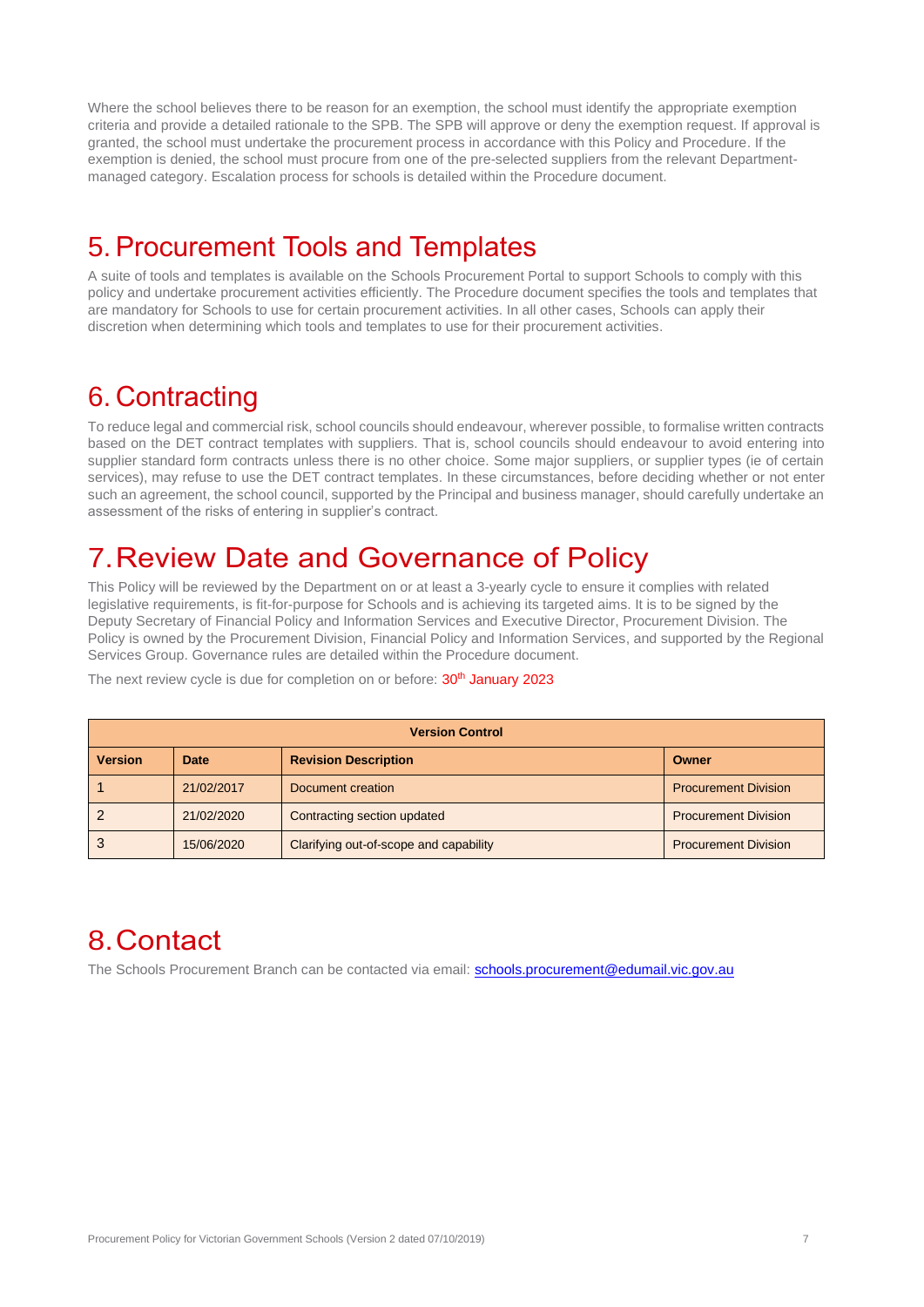Where the school believes there to be reason for an exemption, the school must identify the appropriate exemption criteria and provide a detailed rationale to the SPB. The SPB will approve or deny the exemption request. If approval is granted, the school must undertake the procurement process in accordance with this Policy and Procedure. If the exemption is denied, the school must procure from one of the pre-selected suppliers from the relevant Department-managed category. Escalation process for schools is detailed within the Procedure document.

# 5. Procurement Tools and Templates

A suite of tools and templates is available on the Schools Procurement Portal to support Schools to comply with this policy and undertake procurement activities efficiently. The Procedure document specifies the tools and templates that are mandatory for Schools to use for certain procurement activities. In all other cases, Schools can apply their discretion when determining which tools and templates to use for their procurement activities.

# 6. Contracting

To reduce legal and commercial risk, school councils should endeavour, wherever possible, to formalise written contracts based on the DET contract templates with suppliers. That is, school councils should endeavour to avoid entering into supplier standard form contracts unless there is no other choice. Some major suppliers, or supplier types (ie of certain services), may refuse to use the DET contract templates. In these circumstances, before deciding whether or not enter such an agreement, the school council, supported by the Principal and business manager, should carefully undertake an assessment of the risks of entering in supplier's contract.

# 7. Review Date and Governance of Policy

This Policy will be reviewed by the Department on or at least a 3-yearly cycle to ensure it complies with related legislative requirements, is fit-for-purpose for Schools and is achieving its targeted aims. It is to be signed by the Deputy Secretary of Financial Policy and Information Services and Executive Director, Procurement Division. The Policy is owned by the Procurement Division, Financial Policy and Information Services, and supported by the Regional Services Group. Governance rules are detailed within the Procedure document.

The next review cycle is due for completion on or before: 30th January 2023

| Version Control | | | |
|---|---|---|---|
| **Version** | **Date** | **Revision Description** | **Owner** |
| 1 | 21/02/2017 | Document creation | Procurement Division |
| 2 | 21/02/2020 | Contracting section updated | Procurement Division |
| 3 | 15/06/2020 | Clarifying out-of-scope and capability | Procurement Division |

# 8. Contact

The Schools Procurement Branch can be contacted via email: schools.procurement@edumail.vic.gov.au